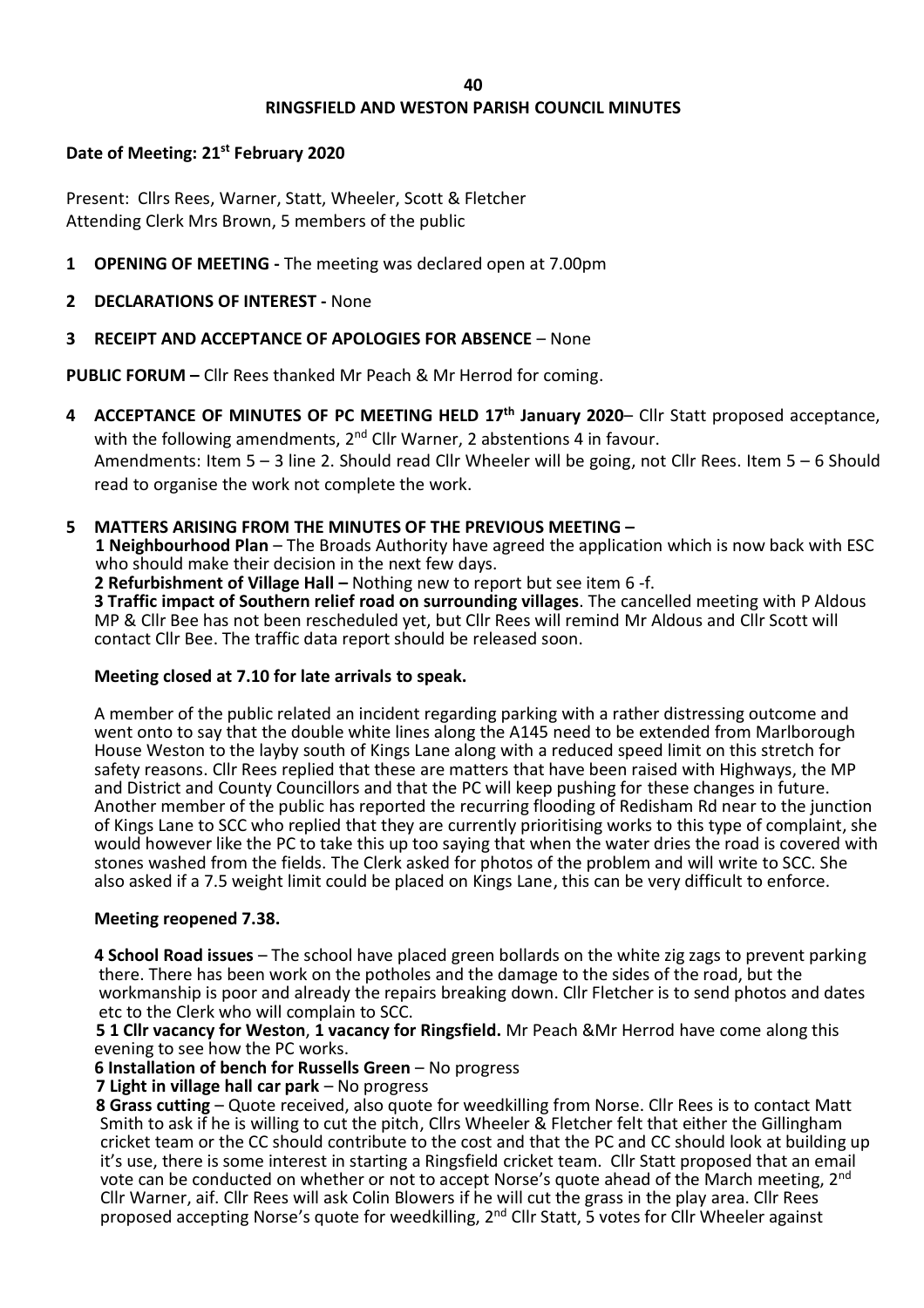# RINGSFIELD AND WESTON PARISH COUNCIL MINUTES

**Date of Meeting: 21st February 2020**

Present: Cllrs Rees, Warner, Statt, Wheeler, Scott & Fletcher
Attending Clerk Mrs Brown, 5 members of the public

1 **OPENING OF MEETING -** The meeting was declared open at 7.00pm

2 **DECLARATIONS OF INTEREST -** None

3 **RECEIPT AND ACCEPTANCE OF APOLOGIES FOR ABSENCE** – None

**PUBLIC FORUM –** Cllr Rees thanked Mr Peach & Mr Herrod for coming.

4 **ACCEPTANCE OF MINUTES OF PC MEETING HELD 17th January 2020**– Cllr Statt proposed acceptance, with the following amendments, 2nd Cllr Warner, 2 abstentions 4 in favour.
Amendments: Item 5 – 3 line 2. Should read Cllr Wheeler will be going, not Cllr Rees. Item 5 – 6 Should read to organise the work not complete the work.

5 **MATTERS ARISING FROM THE MINUTES OF THE PREVIOUS MEETING –**

**1 Neighbourhood Plan** – The Broads Authority have agreed the application which is now back with ESC who should make their decision in the next few days.

**2 Refurbishment of Village Hall –** Nothing new to report but see item 6 -f.

**3 Traffic impact of Southern relief road on surrounding villages**. The cancelled meeting with P Aldous MP & Cllr Bee has not been rescheduled yet, but Cllr Rees will remind Mr Aldous and Cllr Scott will contact Cllr Bee. The traffic data report should be released soon.

**Meeting closed at 7.10 for late arrivals to speak.**

A member of the public related an incident regarding parking with a rather distressing outcome and went onto to say that the double white lines along the A145 need to be extended from Marlborough House Weston to the layby south of Kings Lane along with a reduced speed limit on this stretch for safety reasons. Cllr Rees replied that these are matters that have been raised with Highways, the MP and District and County Councillors and that the PC will keep pushing for these changes in future. Another member of the public has reported the recurring flooding of Redisham Rd near to the junction of Kings Lane to SCC who replied that they are currently prioritising works to this type of complaint, she would however like the PC to take this up too saying that when the water dries the road is covered with stones washed from the fields. The Clerk asked for photos of the problem and will write to SCC. She also asked if a 7.5 weight limit could be placed on Kings Lane, this can be very difficult to enforce.

**Meeting reopened 7.38.**

**4 School Road issues** – The school have placed green bollards on the white zig zags to prevent parking there. There has been work on the potholes and the damage to the sides of the road, but the workmanship is poor and already the repairs breaking down. Cllr Fletcher is to send photos and dates etc to the Clerk who will complain to SCC.

**5 1 Cllr vacancy for Weston**, **1 vacancy for Ringsfield.** Mr Peach &Mr Herrod have come along this evening to see how the PC works.

**6 Installation of bench for Russells Green** – No progress

**7 Light in village hall car park** – No progress

**8 Grass cutting** – Quote received, also quote for weedkilling from Norse. Cllr Rees is to contact Matt Smith to ask if he is willing to cut the pitch, Cllrs Wheeler & Fletcher felt that either the Gillingham cricket team or the CC should contribute to the cost and that the PC and CC should look at building up it's use, there is some interest in starting a Ringsfield cricket team. Cllr Statt proposed that an email vote can be conducted on whether or not to accept Norse's quote ahead of the March meeting, 2nd Cllr Warner, aif. Cllr Rees will ask Colin Blowers if he will cut the grass in the play area. Cllr Rees proposed accepting Norse's quote for weedkilling, 2nd Cllr Statt, 5 votes for Cllr Wheeler against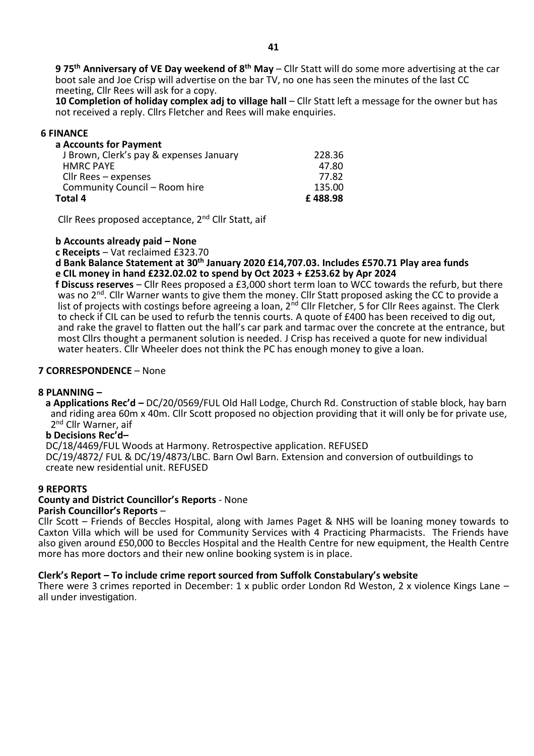**9 75th Anniversary of VE Day weekend of 8th May** – Cllr Statt will do some more advertising at the car boot sale and Joe Crisp will advertise on the bar TV, no one has seen the minutes of the last CC meeting, Cllr Rees will ask for a copy.

**10 Completion of holiday complex adj to village hall** – Cllr Statt left a message for the owner but has not received a reply. Cllrs Fletcher and Rees will make enquiries.

## 6 FINANCE

**a Accounts for Payment**

| | |
|---|---|
| J Brown, Clerk's pay & expenses January | 228.36 |
| HMRC PAYE | 47.80 |
| Cllr Rees – expenses | 77.82 |
| Community Council – Room hire | 135.00 |
| **Total 4** | **£ 488.98** |

Cllr Rees proposed acceptance, 2nd Cllr Statt, aif

**b Accounts already paid – None**

**c Receipts** – Vat reclaimed £323.70

**d Bank Balance Statement at 30th January 2020 £14,707.03. Includes £570.71 Play area funds**

**e CIL money in hand £232.02.02 to spend by Oct 2023 + £253.62 by Apr 2024**

**f Discuss reserves** – Cllr Rees proposed a £3,000 short term loan to WCC towards the refurb, but there was no 2nd. Cllr Warner wants to give them the money. Cllr Statt proposed asking the CC to provide a list of projects with costings before agreeing a loan, 2nd Cllr Fletcher, 5 for Cllr Rees against. The Clerk to check if CIL can be used to refurb the tennis courts. A quote of £400 has been received to dig out, and rake the gravel to flatten out the hall's car park and tarmac over the concrete at the entrance, but most Cllrs thought a permanent solution is needed. J Crisp has received a quote for new individual water heaters. Cllr Wheeler does not think the PC has enough money to give a loan.

## 7 CORRESPONDENCE – None

## 8 PLANNING –

**a Applications Rec'd –** DC/20/0569/FUL Old Hall Lodge, Church Rd. Construction of stable block, hay barn and riding area 60m x 40m. Cllr Scott proposed no objection providing that it will only be for private use, 2nd Cllr Warner, aif

**b Decisions Rec'd–**

DC/18/4469/FUL Woods at Harmony. Retrospective application. REFUSED

DC/19/4872/ FUL & DC/19/4873/LBC. Barn Owl Barn. Extension and conversion of outbuildings to create new residential unit. REFUSED

## 9 REPORTS

**County and District Councillor's Reports** - None

**Parish Councillor's Reports** –

Cllr Scott – Friends of Beccles Hospital, along with James Paget & NHS will be loaning money towards to Caxton Villa which will be used for Community Services with 4 Practicing Pharmacists. The Friends have also given around £50,000 to Beccles Hospital and the Health Centre for new equipment, the Health Centre more has more doctors and their new online booking system is in place.

**Clerk's Report – To include crime report sourced from Suffolk Constabulary's website**

There were 3 crimes reported in December: 1 x public order London Rd Weston, 2 x violence Kings Lane – all under investigation.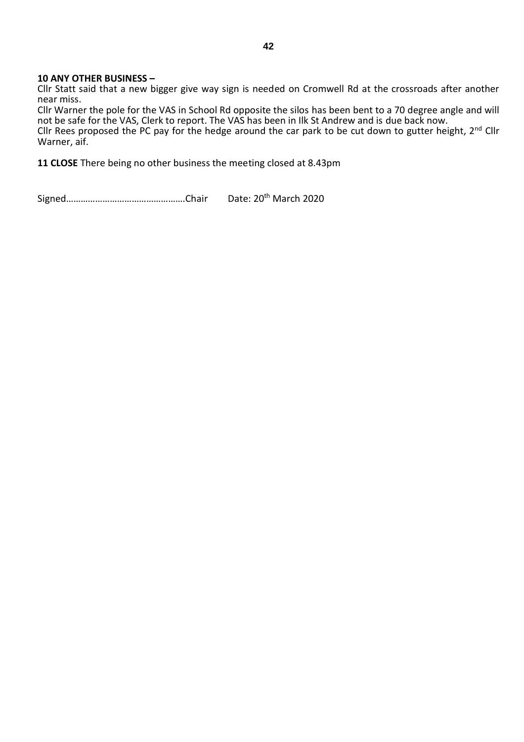**10 ANY OTHER BUSINESS –**

Cllr Statt said that a new bigger give way sign is needed on Cromwell Rd at the crossroads after another near miss.

Cllr Warner the pole for the VAS in School Rd opposite the silos has been bent to a 70 degree angle and will not be safe for the VAS, Clerk to report. The VAS has been in Ilk St Andrew and is due back now.

Cllr Rees proposed the PC pay for the hedge around the car park to be cut down to gutter height, 2nd Cllr Warner, aif.

**11 CLOSE** There being no other business the meeting closed at 8.43pm

Signed………………………………………….Chair     Date: 20th March 2020